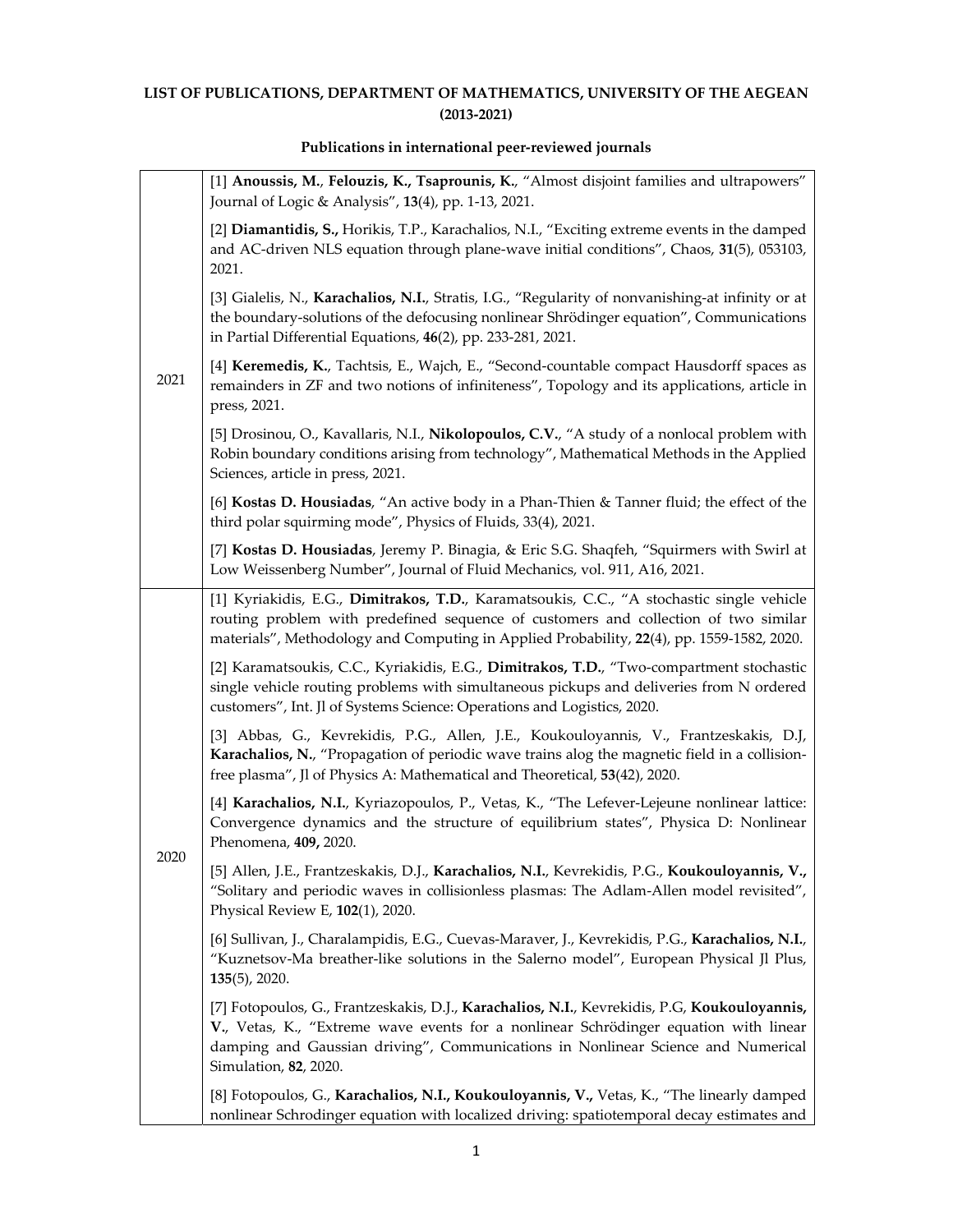**LIST OF PUBLICATIONS, DEPARTMENT OF MATHEMATICS, UNIVERSITY OF THE AEGEAN (2013-2021)**

**Publications in international peer-reviewed journals**

| Year | Publications |
|---|---|
| 2021 | [1] **Anoussis, M.**, **Felouzis, K., Tsaprounis, K.**, "Almost disjoint families and ultrapowers" Journal of Logic & Analysis", **13**(4), pp. 1-13, 2021.<br><br>[2] **Diamantidis, S.,** Horikis, T.P., Karachalios, N.I., "Exciting extreme events in the damped and AC-driven NLS equation through plane-wave initial conditions", Chaos, **31**(5), 053103, 2021.<br><br>[3] Gialelis, N., **Karachalios, N.I.**, Stratis, I.G., "Regularity of nonvanishing-at infinity or at the boundary-solutions of the defocusing nonlinear Shrödinger equation", Communications in Partial Differential Equations, **46**(2), pp. 233-281, 2021.<br><br>[4] **Keremedis, K.**, Tachtsis, E., Wajch, E., "Second-countable compact Hausdorff spaces as remainders in ZF and two notions of infiniteness", Topology and its applications, article in press, 2021.<br><br>[5] Drosinou, O., Kavallaris, N.I., **Nikolopoulos, C.V.**, "A study of a nonlocal problem with Robin boundary conditions arising from technology", Mathematical Methods in the Applied Sciences, article in press, 2021.<br><br>[6] **Kostas D. Housiadas**, "An active body in a Phan-Thien & Tanner fluid; the effect of the third polar squirming mode", Physics of Fluids, 33(4), 2021.<br><br>[7] **Kostas D. Housiadas**, Jeremy P. Binagia, & Eric S.G. Shaqfeh, "Squirmers with Swirl at Low Weissenberg Number", Journal of Fluid Mechanics, vol. 911, A16, 2021. |
| 2020 | [1] Kyriakidis, E.G., **Dimitrakos, T.D.**, Karamatsoukis, C.C., "A stochastic single vehicle routing problem with predefined sequence of customers and collection of two similar materials", Methodology and Computing in Applied Probability, **22**(4), pp. 1559-1582, 2020.<br><br>[2] Karamatsoukis, C.C., Kyriakidis, E.G., **Dimitrakos, T.D.**, "Two-compartment stochastic single vehicle routing problems with simultaneous pickups and deliveries from N ordered customers", Int. Jl of Systems Science: Operations and Logistics, 2020.<br><br>[3] Abbas, G., Kevrekidis, P.G., Allen, J.E., Koukouloyannis, V., Frantzeskakis, D.J, **Karachalios, N.**, "Propagation of periodic wave trains alog the magnetic field in a collision-free plasma", Jl of Physics A: Mathematical and Theoretical, **53**(42), 2020.<br><br>[4] **Karachalios, N.I.**, Kyriazopoulos, P., Vetas, K., "The Lefever-Lejeune nonlinear lattice: Convergence dynamics and the structure of equilibrium states", Physica D: Nonlinear Phenomena, **409,** 2020.<br><br>[5] Allen, J.E., Frantzeskakis, D.J., **Karachalios, N.I.**, Kevrekidis, P.G., **Koukouloyannis, V.,** "Solitary and periodic waves in collisionless plasmas: The Adlam-Allen model revisited", Physical Review E, **102**(1), 2020.<br><br>[6] Sullivan, J., Charalampidis, E.G., Cuevas-Maraver, J., Kevrekidis, P.G., **Karachalios, N.I.**, "Kuznetsov-Ma breather-like solutions in the Salerno model", European Physical Jl Plus, **135**(5), 2020.<br><br>[7] Fotopoulos, G., Frantzeskakis, D.J., **Karachalios, N.I.**, Kevrekidis, P.G, **Koukouloyannis, V.**, Vetas, K., "Extreme wave events for a nonlinear Schrödinger equation with linear damping and Gaussian driving", Communications in Nonlinear Science and Numerical Simulation, **82**, 2020.<br><br>[8] Fotopoulos, G., **Karachalios, N.I., Koukouloyannis, V.,** Vetas, K., "The linearly damped nonlinear Schrodinger equation with localized driving: spatiotemporal decay estimates and |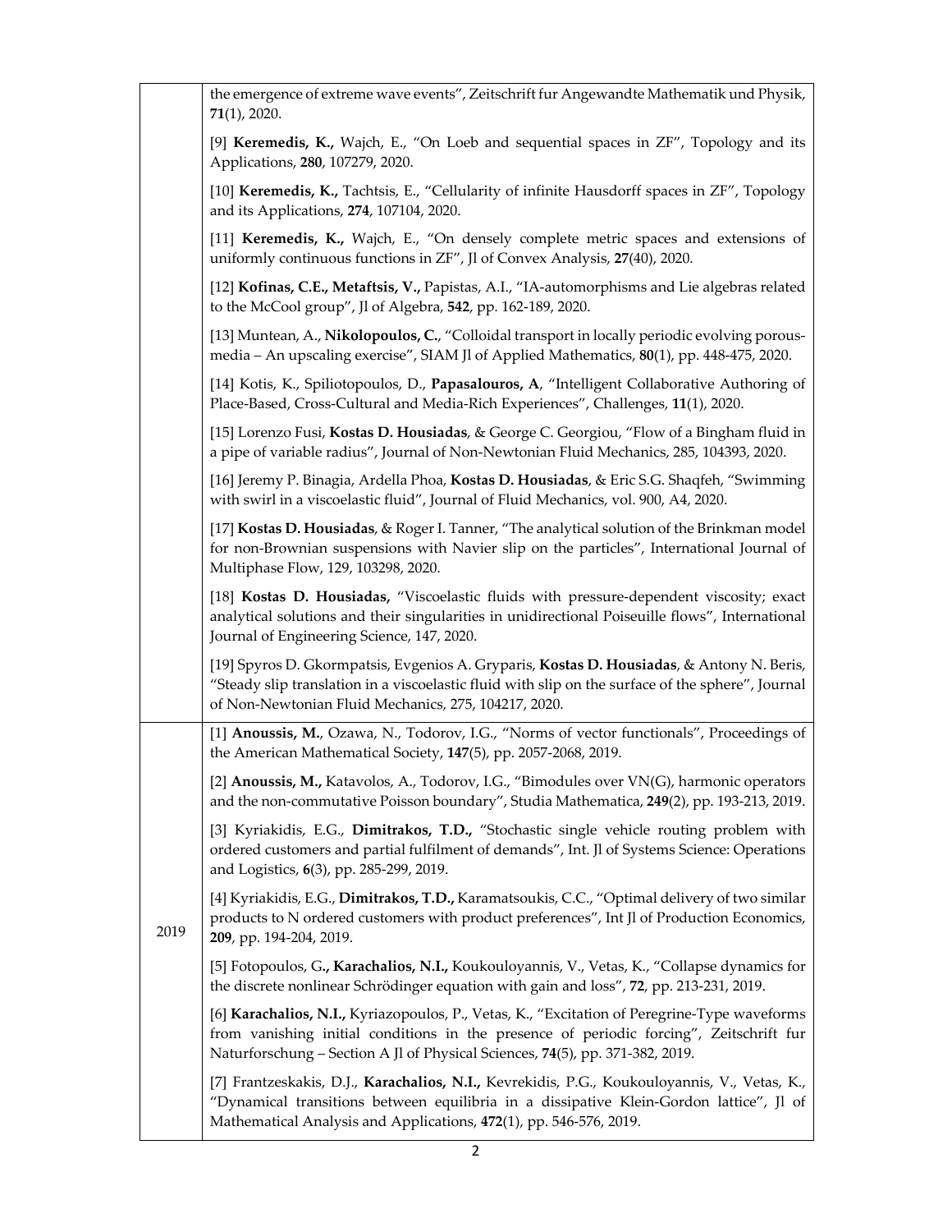| | |
|---|---|
| | the emergence of extreme wave events", Zeitschrift fur Angewandte Mathematik und Physik, **71**(1), 2020.<br><br>[9] **Keremedis, K.,** Wajch, E., "On Loeb and sequential spaces in ZF", Topology and its Applications, **280**, 107279, 2020.<br><br>[10] **Keremedis, K.,** Tachtsis, E., "Cellularity of infinite Hausdorff spaces in ZF", Topology and its Applications, **274**, 107104, 2020.<br><br>[11] **Keremedis, K.,** Wajch, E., "On densely complete metric spaces and extensions of uniformly continuous functions in ZF", Jl of Convex Analysis, **27**(40), 2020.<br><br>[12] **Kofinas, C.E., Metaftsis, V.,** Papistas, A.I., "IA-automorphisms and Lie algebras related to the McCool group", Jl of Algebra, **542**, pp. 162-189, 2020.<br><br>[13] Muntean, A., **Nikolopoulos, C.**, "Colloidal transport in locally periodic evolving porous-media – An upscaling exercise", SIAM Jl of Applied Mathematics, **80**(1), pp. 448-475, 2020.<br><br>[14] Kotis, K., Spiliotopoulos, D., **Papasalouros, A**, "Intelligent Collaborative Authoring of Place-Based, Cross-Cultural and Media-Rich Experiences", Challenges, **11**(1), 2020.<br><br>[15] Lorenzo Fusi, **Kostas D. Housiadas**, & George C. Georgiou, "Flow of a Bingham fluid in a pipe of variable radius", Journal of Non-Newtonian Fluid Mechanics, 285, 104393, 2020.<br><br>[16] Jeremy P. Binagia, Ardella Phoa, **Kostas D. Housiadas**, & Eric S.G. Shaqfeh, "Swimming with swirl in a viscoelastic fluid", Journal of Fluid Mechanics, vol. 900, A4, 2020.<br><br>[17] **Kostas D. Housiadas**, & Roger I. Tanner, "The analytical solution of the Brinkman model for non-Brownian suspensions with Navier slip on the particles", International Journal of Multiphase Flow, 129, 103298, 2020.<br><br>[18] **Kostas D. Housiadas,** "Viscoelastic fluids with pressure-dependent viscosity; exact analytical solutions and their singularities in unidirectional Poiseuille flows", International Journal of Engineering Science, 147, 2020.<br><br>[19] Spyros D. Gkormpatsis, Evgenios A. Gryparis, **Kostas D. Housiadas**, & Antony N. Beris, "Steady slip translation in a viscoelastic fluid with slip on the surface of the sphere", Journal of Non-Newtonian Fluid Mechanics, 275, 104217, 2020. |
| 2019 | [1] **Anoussis, M.**, Ozawa, N., Todorov, I.G., "Norms of vector functionals", Proceedings of the American Mathematical Society, **147**(5), pp. 2057-2068, 2019.<br><br>[2] **Anoussis, M.,** Katavolos, A., Todorov, I.G., "Bimodules over VN(G), harmonic operators and the non-commutative Poisson boundary", Studia Mathematica, **249**(2), pp. 193-213, 2019.<br><br>[3] Kyriakidis, E.G., **Dimitrakos, T.D.,** "Stochastic single vehicle routing problem with ordered customers and partial fulfilment of demands", Int. Jl of Systems Science: Operations and Logistics, **6**(3), pp. 285-299, 2019.<br><br>[4] Kyriakidis, E.G., **Dimitrakos, T.D.,** Karamatsoukis, C.C., "Optimal delivery of two similar products to N ordered customers with product preferences", Int Jl of Production Economics, **209**, pp. 194-204, 2019.<br><br>[5] Fotopoulos, G**., Karachalios, N.I.,** Koukouloyannis, V., Vetas, K., "Collapse dynamics for the discrete nonlinear Schrödinger equation with gain and loss", **72**, pp. 213-231, 2019.<br><br>[6] **Karachalios, N.I.,** Kyriazopoulos, P., Vetas, K., "Excitation of Peregrine-Type waveforms from vanishing initial conditions in the presence of periodic forcing", Zeitschrift fur Naturforschung – Section A Jl of Physical Sciences, **74**(5), pp. 371-382, 2019.<br><br>[7] Frantzeskakis, D.J., **Karachalios, N.I.,** Kevrekidis, P.G., Koukouloyannis, V., Vetas, K., "Dynamical transitions between equilibria in a dissipative Klein-Gordon lattice", Jl of Mathematical Analysis and Applications, **472**(1), pp. 546-576, 2019. |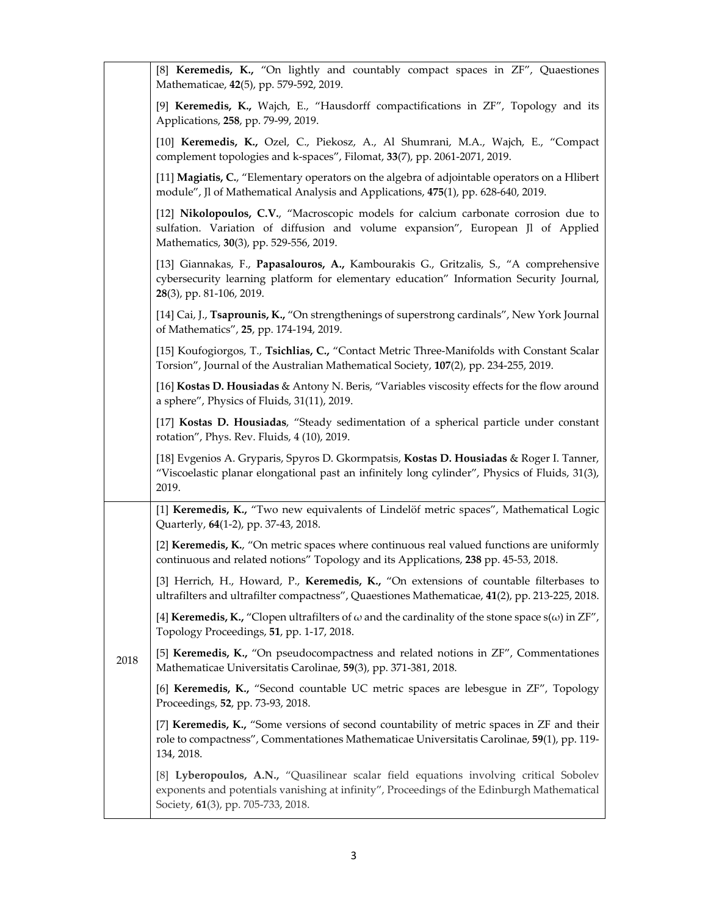| | |
|---|---|
| | [8] **Keremedis, K.,** "On lightly and countably compact spaces in ZF", Quaestiones Mathematicae, **42**(5), pp. 579-592, 2019.<br><br>[9] **Keremedis, K.,** Wajch, E., "Hausdorff compactifications in ZF", Topology and its Applications, **258**, pp. 79-99, 2019.<br><br>[10] **Keremedis, K.,** Ozel, C., Piekosz, A., Al Shumrani, M.A., Wajch, E., "Compact complement topologies and k-spaces", Filomat, **33**(7), pp. 2061-2071, 2019.<br><br>[11] **Magiatis, C.**, "Elementary operators on the algebra of adjointable operators on a Hlibert module", Jl of Mathematical Analysis and Applications, **475**(1), pp. 628-640, 2019.<br><br>[12] **Nikolopoulos, C.V.**, "Macroscopic models for calcium carbonate corrosion due to sulfation. Variation of diffusion and volume expansion", European Jl of Applied Mathematics, **30**(3), pp. 529-556, 2019.<br><br>[13] Giannakas, F., **Papasalouros, A.,** Kambourakis G., Gritzalis, S., "A comprehensive cybersecurity learning platform for elementary education" Information Security Journal, **28**(3), pp. 81-106, 2019.<br><br>[14] Cai, J., **Tsaprounis, K.,** "On strengthenings of superstrong cardinals", New York Journal of Mathematics", **25**, pp. 174-194, 2019.<br><br>[15] Koufogiorgos, T., **Tsichlias, C.,** "Contact Metric Three-Manifolds with Constant Scalar Torsion", Journal of the Australian Mathematical Society, **107**(2), pp. 234-255, 2019.<br><br>[16] **Kostas D. Housiadas** & Antony N. Beris, "Variables viscosity effects for the flow around a sphere", Physics of Fluids, 31(11), 2019.<br><br>[17] **Kostas D. Housiadas**, "Steady sedimentation of a spherical particle under constant rotation", Phys. Rev. Fluids, 4 (10), 2019.<br><br>[18] Evgenios A. Gryparis, Spyros D. Gkormpatsis, **Kostas D. Housiadas** & Roger I. Tanner, "Viscoelastic planar elongational past an infinitely long cylinder", Physics of Fluids, 31(3), 2019. |
| 2018 | [1] **Keremedis, K.,** "Two new equivalents of Lindelöf metric spaces", Mathematical Logic Quarterly, **64**(1-2), pp. 37-43, 2018.<br><br>[2] **Keremedis, K.**, "On metric spaces where continuous real valued functions are uniformly continuous and related notions" Topology and its Applications, **238** pp. 45-53, 2018.<br><br>[3] Herrich, H., Howard, P., **Keremedis, K.,** "On extensions of countable filterbases to ultrafilters and ultrafilter compactness", Quaestiones Mathematicae, **41**(2), pp. 213-225, 2018.<br><br>[4] **Keremedis, K.,** "Clopen ultrafilters of $\omega$ and the cardinality of the stone space $s(\omega)$ in ZF", Topology Proceedings, **51**, pp. 1-17, 2018.<br><br>[5] **Keremedis, K.,** "On pseudocompactness and related notions in ZF", Commentationes Mathematicae Universitatis Carolinae, **59**(3), pp. 371-381, 2018.<br><br>[6] **Keremedis, K.,** "Second countable UC metric spaces are lebesgue in ZF", Topology Proceedings, **52**, pp. 73-93, 2018.<br><br>[7] **Keremedis, K.,** "Some versions of second countability of metric spaces in ZF and their role to compactness", Commentationes Mathematicae Universitatis Carolinae, **59**(1), pp. 119-134, 2018.<br><br>[8] **Lyberopoulos, A.N.,** "Quasilinear scalar field equations involving critical Sobolev exponents and potentials vanishing at infinity", Proceedings of the Edinburgh Mathematical Society, **61**(3), pp. 705-733, 2018. |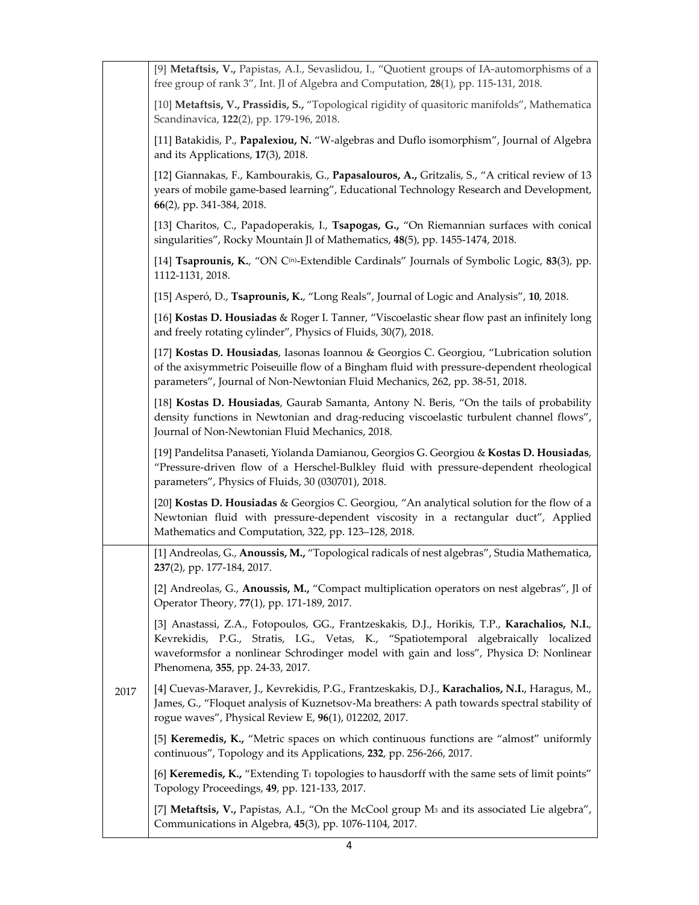| | |
|---|---|
| | [9] **Metaftsis, V.,** Papistas, A.I., Sevaslidou, I., "Quotient groups of IA-automorphisms of a free group of rank 3", Int. Jl of Algebra and Computation, **28**(1), pp. 115-131, 2018.<br><br>[10] **Metaftsis, V., Prassidis, S.,** "Topological rigidity of quasitoric manifolds", Mathematica Scandinavica, **122**(2), pp. 179-196, 2018.<br><br>[11] Batakidis, P., **Papalexiou, N.** "W-algebras and Duflo isomorphism", Journal of Algebra and its Applications, **17**(3), 2018.<br><br>[12] Giannakas, F., Kambourakis, G., **Papasalouros, A.,** Gritzalis, S., "A critical review of 13 years of mobile game-based learning", Educational Technology Research and Development, **66**(2), pp. 341-384, 2018.<br><br>[13] Charitos, C., Papadoperakis, I., **Tsapogas, G.,** "On Riemannian surfaces with conical singularities", Rocky Mountain Jl of Mathematics, **48**(5), pp. 1455-1474, 2018.<br><br>[14] **Tsaprounis, K.**, "ON $C^{(n)}$-Extendible Cardinals" Journals of Symbolic Logic, **83**(3), pp. 1112-1131, 2018.<br><br>[15] Asperó, D., **Tsaprounis, K.**, "Long Reals", Journal of Logic and Analysis", **10**, 2018.<br><br>[16] **Kostas D. Housiadas** & Roger I. Tanner, "Viscoelastic shear flow past an infinitely long and freely rotating cylinder", Physics of Fluids, 30(7), 2018.<br><br>[17] **Kostas D. Housiadas**, Iasonas Ioannou & Georgios C. Georgiou, "Lubrication solution of the axisymmetric Poiseuille flow of a Bingham fluid with pressure-dependent rheological parameters", Journal of Non-Newtonian Fluid Mechanics, 262, pp. 38-51, 2018.<br><br>[18] **Kostas D. Housiadas**, Gaurab Samanta, Antony N. Beris, "On the tails of probability density functions in Newtonian and drag-reducing viscoelastic turbulent channel flows", Journal of Non-Newtonian Fluid Mechanics, 2018.<br><br>[19] Pandelitsa Panaseti, Yiolanda Damianou, Georgios G. Georgiou & **Kostas D. Housiadas**, "Pressure-driven flow of a Herschel-Bulkley fluid with pressure-dependent rheological parameters", Physics of Fluids, 30 (030701), 2018.<br><br>[20] **Kostas D. Housiadas** & Georgios C. Georgiou, "An analytical solution for the flow of a Newtonian fluid with pressure-dependent viscosity in a rectangular duct", Applied Mathematics and Computation, 322, pp. 123–128, 2018. |
| 2017 | [1] Andreolas, G., **Anoussis, M.,** "Topological radicals of nest algebras", Studia Mathematica, **237**(2), pp. 177-184, 2017.<br><br>[2] Andreolas, G., **Anoussis, M.,** "Compact multiplication operators on nest algebras", Jl of Operator Theory, **77**(1), pp. 171-189, 2017.<br><br>[3] Anastassi, Z.A., Fotopoulos, GG., Frantzeskakis, D.J., Horikis, T.P., **Karachalios, N.I.**, Kevrekidis, P.G., Stratis, I.G., Vetas, K., "Spatiotemporal algebraically localized waveformsfor a nonlinear Schrodinger model with gain and loss", Physica D: Nonlinear Phenomena, **355**, pp. 24-33, 2017.<br><br>[4] Cuevas-Maraver, J., Kevrekidis, P.G., Frantzeskakis, D.J., **Karachalios, N.I.**, Haragus, M., James, G., "Floquet analysis of Kuznetsov-Ma breathers: A path towards spectral stability of rogue waves", Physical Review E, **96**(1), 012202, 2017.<br><br>[5] **Keremedis, K.,** "Metric spaces on which continuous functions are "almost" uniformly continuous", Topology and its Applications, **232**, pp. 256-266, 2017.<br><br>[6] **Keremedis, K.,** "Extending $T_1$ topologies to hausdorff with the same sets of limit points" Topology Proceedings, **49**, pp. 121-133, 2017.<br><br>[7] **Metaftsis, V.,** Papistas, A.I., "On the McCool group $M_3$ and its associated Lie algebra", Communications in Algebra, **45**(3), pp. 1076-1104, 2017. |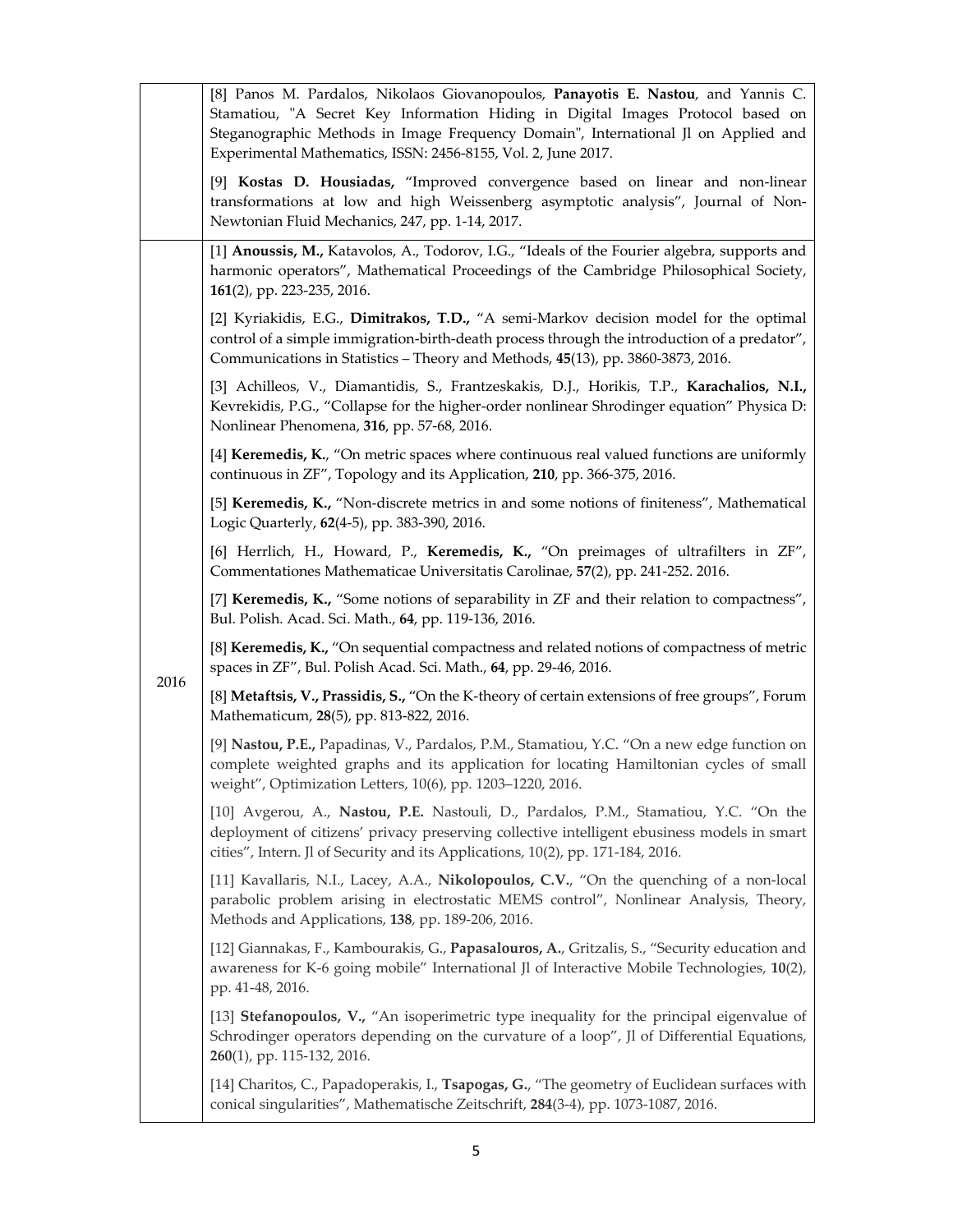| | |
|---|---|
| | [8] Panos M. Pardalos, Nikolaos Giovanopoulos, **Panayotis E. Nastou**, and Yannis C. Stamatiou, "A Secret Key Information Hiding in Digital Images Protocol based on Steganographic Methods in Image Frequency Domain", International Jl on Applied and Experimental Mathematics, ISSN: 2456-8155, Vol. 2, June 2017. <br><br> [9] **Kostas D. Housiadas,** "Improved convergence based on linear and non-linear transformations at low and high Weissenberg asymptotic analysis", Journal of Non-Newtonian Fluid Mechanics, 247, pp. 1-14, 2017. |
| 2016 | [1] **Anoussis, M.,** Katavolos, A., Todorov, I.G., "Ideals of the Fourier algebra, supports and harmonic operators", Mathematical Proceedings of the Cambridge Philosophical Society, **161**(2), pp. 223-235, 2016. <br><br> [2] Kyriakidis, E.G., **Dimitrakos, T.D.,** "A semi-Markov decision model for the optimal control of a simple immigration-birth-death process through the introduction of a predator", Communications in Statistics – Theory and Methods, **45**(13), pp. 3860-3873, 2016. <br><br> [3] Achilleos, V., Diamantidis, S., Frantzeskakis, D.J., Horikis, T.P., **Karachalios, N.I.,** Kevrekidis, P.G., "Collapse for the higher-order nonlinear Shrodinger equation" Physica D: Nonlinear Phenomena, **316**, pp. 57-68, 2016. <br><br> [4] **Keremedis, K.**, "On metric spaces where continuous real valued functions are uniformly continuous in ZF", Topology and its Application, **210**, pp. 366-375, 2016. <br><br> [5] **Keremedis, K.,** "Non-discrete metrics in and some notions of finiteness", Mathematical Logic Quarterly, **62**(4-5), pp. 383-390, 2016. <br><br> [6] Herrlich, H., Howard, P., **Keremedis, K.,** "On preimages of ultrafilters in ZF", Commentationes Mathematicae Universitatis Carolinae, **57**(2), pp. 241-252. 2016. <br><br> [7] **Keremedis, K.,** "Some notions of separability in ZF and their relation to compactness", Bul. Polish. Acad. Sci. Math., **64**, pp. 119-136, 2016. <br><br> [8] **Keremedis, K.,** "On sequential compactness and related notions of compactness of metric spaces in ZF", Bul. Polish Acad. Sci. Math., **64**, pp. 29-46, 2016. <br><br> [8] **Metaftsis, V., Prassidis, S.,** "On the K-theory of certain extensions of free groups", Forum Mathematicum, **28**(5), pp. 813-822, 2016. <br><br> [9] **Nastou, P.E.,** Papadinas, V., Pardalos, P.M., Stamatiou, Y.C. "On a new edge function on complete weighted graphs and its application for locating Hamiltonian cycles of small weight", Optimization Letters, 10(6), pp. 1203–1220, 2016. <br><br> [10] Avgerou, A., **Nastou, P.E.** Nastouli, D., Pardalos, P.M., Stamatiou, Y.C. "On the deployment of citizens' privacy preserving collective intelligent ebusiness models in smart cities", Intern. Jl of Security and its Applications, 10(2), pp. 171-184, 2016. <br><br> [11] Kavallaris, N.I., Lacey, A.A., **Nikolopoulos, C.V.**, "On the quenching of a non-local parabolic problem arising in electrostatic MEMS control", Nonlinear Analysis, Theory, Methods and Applications, **138**, pp. 189-206, 2016. <br><br> [12] Giannakas, F., Kambourakis, G., **Papasalouros, A.**, Gritzalis, S., "Security education and awareness for K-6 going mobile" International Jl of Interactive Mobile Technologies, **10**(2), pp. 41-48, 2016. <br><br> [13] **Stefanopoulos, V.,** "An isoperimetric type inequality for the principal eigenvalue of Schrodinger operators depending on the curvature of a loop", Jl of Differential Equations, **260**(1), pp. 115-132, 2016. <br><br> [14] Charitos, C., Papadoperakis, I., **Tsapogas, G.**, "The geometry of Euclidean surfaces with conical singularities", Mathematische Zeitschrift, **284**(3-4), pp. 1073-1087, 2016. |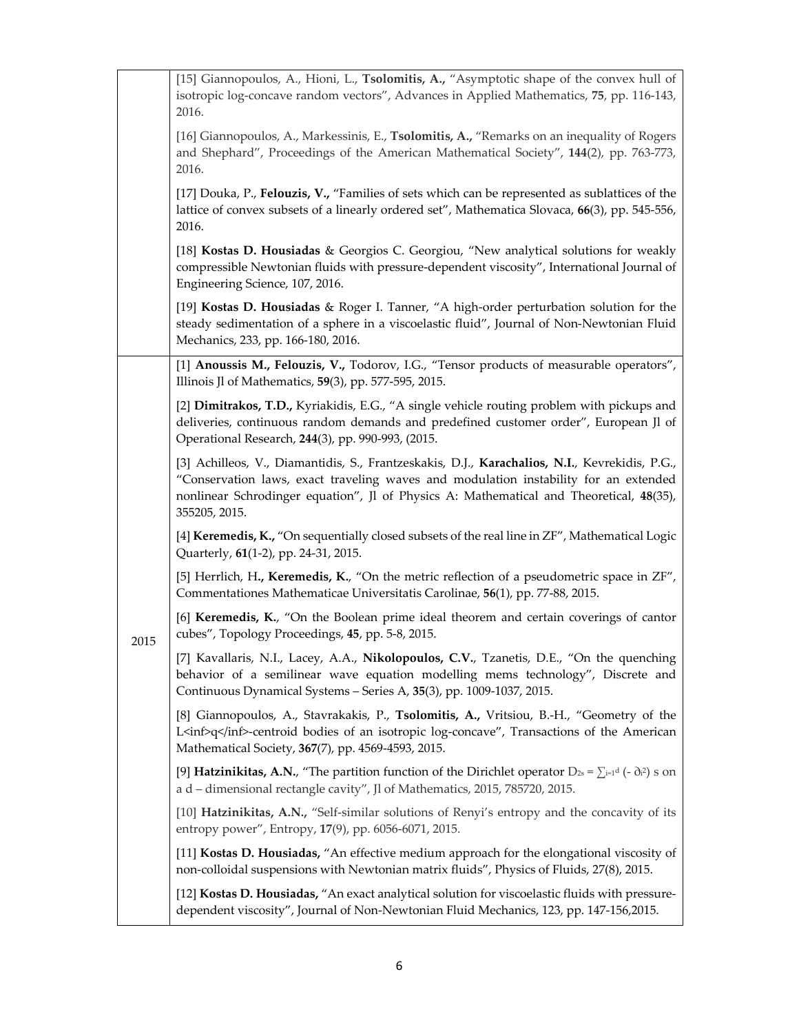| | |
|---|---|
| | [15] Giannopoulos, A., Hioni, L., **Tsolomitis, A.,** "Asymptotic shape of the convex hull of isotropic log-concave random vectors", Advances in Applied Mathematics, **75**, pp. 116-143, 2016.<br><br>[16] Giannopoulos, A., Markessinis, E., **Tsolomitis, A.,** "Remarks on an inequality of Rogers and Shephard", Proceedings of the American Mathematical Society", **144**(2), pp. 763-773, 2016.<br><br>[17] Douka, P., **Felouzis, V.,** "Families of sets which can be represented as sublattices of the lattice of convex subsets of a linearly ordered set", Mathematica Slovaca, **66**(3), pp. 545-556, 2016.<br><br>[18] **Kostas D. Housiadas** & Georgios C. Georgiou, "New analytical solutions for weakly compressible Newtonian fluids with pressure-dependent viscosity", International Journal of Engineering Science, 107, 2016.<br><br>[19] **Kostas D. Housiadas** & Roger I. Tanner, "A high-order perturbation solution for the steady sedimentation of a sphere in a viscoelastic fluid", Journal of Non-Newtonian Fluid Mechanics, 233, pp. 166-180, 2016. |
| 2015 | [1] **Anoussis M., Felouzis, V.,** Todorov, I.G., "Tensor products of measurable operators", Illinois Jl of Mathematics, **59**(3), pp. 577-595, 2015.<br><br>[2] **Dimitrakos, T.D.,** Kyriakidis, E.G., "A single vehicle routing problem with pickups and deliveries, continuous random demands and predefined customer order", European Jl of Operational Research, **244**(3), pp. 990-993, (2015.<br><br>[3] Achilleos, V., Diamantidis, S., Frantzeskakis, D.J., **Karachalios, N.I.**, Kevrekidis, P.G., "Conservation laws, exact traveling waves and modulation instability for an extended nonlinear Schrodinger equation", Jl of Physics A: Mathematical and Theoretical, **48**(35), 355205, 2015.<br><br>[4] **Keremedis, K.,** "On sequentially closed subsets of the real line in ZF", Mathematical Logic Quarterly, **61**(1-2), pp. 24-31, 2015.<br><br>[5] Herrlich, H**., Keremedis, K.**, "On the metric reflection of a pseudometric space in ZF", Commentationes Mathematicae Universitatis Carolinae, **56**(1), pp. 77-88, 2015.<br><br>[6] **Keremedis, K.**, "On the Boolean prime ideal theorem and certain coverings of cantor cubes", Topology Proceedings, **45**, pp. 5-8, 2015.<br><br>[7] Kavallaris, N.I., Lacey, A.A., **Nikolopoulos, C.V.**, Tzanetis, D.E., "On the quenching behavior of a semilinear wave equation modelling mems technology", Discrete and Continuous Dynamical Systems – Series A, **35**(3), pp. 1009-1037, 2015.<br><br>[8] Giannopoulos, A., Stavrakakis, P., **Tsolomitis, A.,** Vritsiou, B.-H., "Geometry of the L<inf>q</inf>-centroid bodies of an isotropic log-concave", Transactions of the American Mathematical Society, **367**(7), pp. 4569-4593, 2015.<br><br>[9] **Hatzinikitas, A.N.**, "The partition function of the Dirichlet operator $D_{2s} = \sum_{i=1}^{d} (-\partial_i^2)$ s on a d – dimensional rectangle cavity", Jl of Mathematics, 2015, 785720, 2015.<br><br>[10] **Hatzinikitas, A.N.,** "Self-similar solutions of Renyi's entropy and the concavity of its entropy power", Entropy, **17**(9), pp. 6056-6071, 2015.<br><br>[11] **Kostas D. Housiadas,** "An effective medium approach for the elongational viscosity of non-colloidal suspensions with Newtonian matrix fluids", Physics of Fluids, 27(8), 2015.<br><br>[12] **Kostas D. Housiadas,** "An exact analytical solution for viscoelastic fluids with pressure-dependent viscosity", Journal of Non-Newtonian Fluid Mechanics, 123, pp. 147-156,2015. |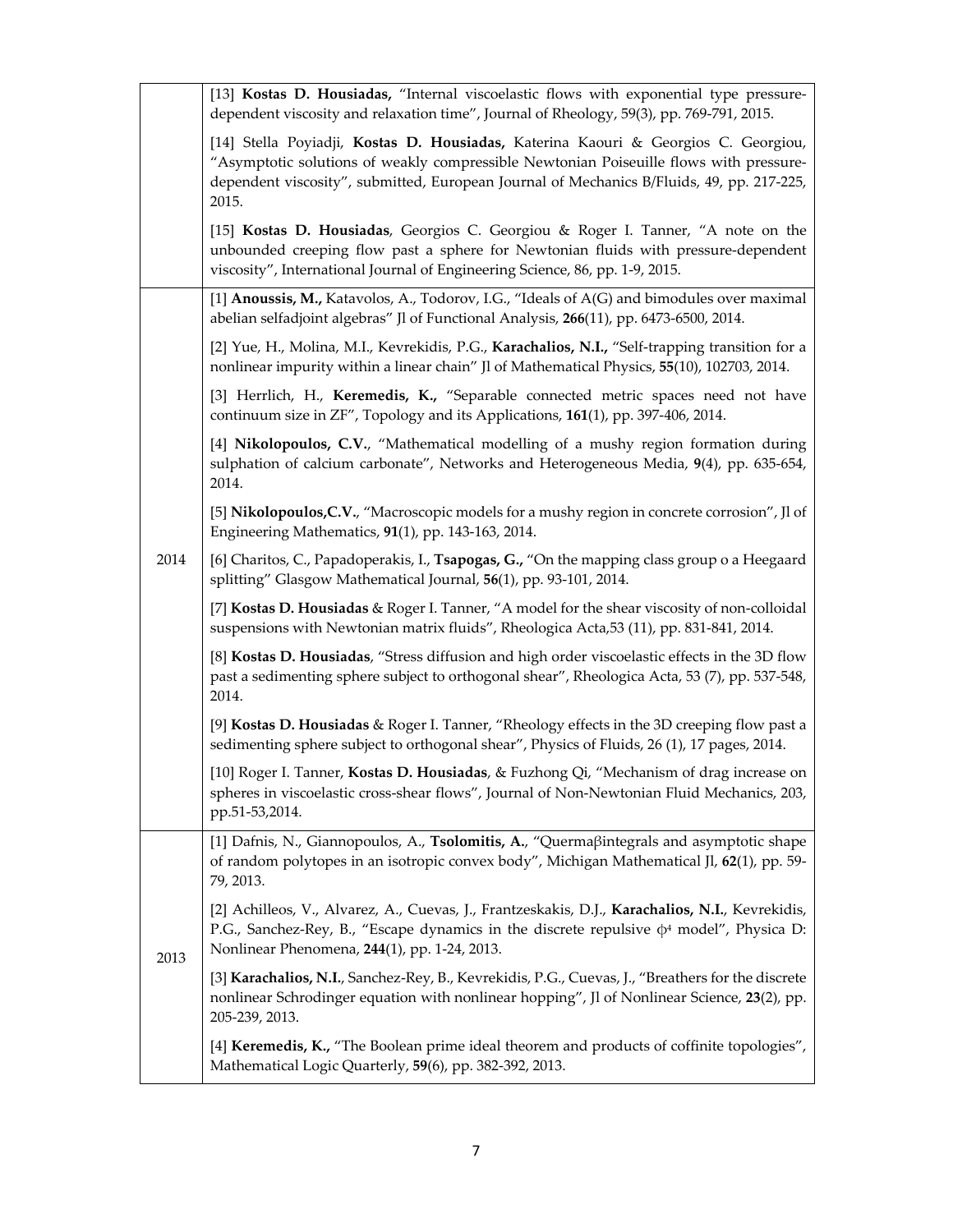| | |
|---|---|
| | [13] **Kostas D. Housiadas,** "Internal viscoelastic flows with exponential type pressure-dependent viscosity and relaxation time", Journal of Rheology, 59(3), pp. 769-791, 2015.<br><br>[14] Stella Poyiadji, **Kostas D. Housiadas,** Katerina Kaouri & Georgios C. Georgiou, "Asymptotic solutions of weakly compressible Newtonian Poiseuille flows with pressure-dependent viscosity", submitted, European Journal of Mechanics B/Fluids, 49, pp. 217-225, 2015.<br><br>[15] **Kostas D. Housiadas**, Georgios C. Georgiou & Roger I. Tanner, "A note on the unbounded creeping flow past a sphere for Newtonian fluids with pressure-dependent viscosity", International Journal of Engineering Science, 86, pp. 1-9, 2015. |
| 2014 | [1] **Anoussis, M.,** Katavolos, A., Todorov, I.G., "Ideals of A(G) and bimodules over maximal abelian selfadjoint algebras" Jl of Functional Analysis, **266**(11), pp. 6473-6500, 2014.<br><br>[2] Yue, H., Molina, M.I., Kevrekidis, P.G., **Karachalios, N.I.,** "Self-trapping transition for a nonlinear impurity within a linear chain" Jl of Mathematical Physics, **55**(10), 102703, 2014.<br><br>[3] Herrlich, H., **Keremedis, K.,** "Separable connected metric spaces need not have continuum size in ZF", Topology and its Applications, **161**(1), pp. 397-406, 2014.<br><br>[4] **Nikolopoulos, C.V.**, "Mathematical modelling of a mushy region formation during sulphation of calcium carbonate", Networks and Heterogeneous Media, **9**(4), pp. 635-654, 2014.<br><br>[5] **Nikolopoulos,C.V.**, "Macroscopic models for a mushy region in concrete corrosion", Jl of Engineering Mathematics, **91**(1), pp. 143-163, 2014.<br><br>[6] Charitos, C., Papadoperakis, I., **Tsapogas, G.,** "On the mapping class group o a Heegaard splitting" Glasgow Mathematical Journal, **56**(1), pp. 93-101, 2014.<br><br>[7] **Kostas D. Housiadas** & Roger I. Tanner, "A model for the shear viscosity of non-colloidal suspensions with Newtonian matrix fluids", Rheologica Acta,53 (11), pp. 831-841, 2014.<br><br>[8] **Kostas D. Housiadas**, "Stress diffusion and high order viscoelastic effects in the 3D flow past a sedimenting sphere subject to orthogonal shear", Rheologica Acta, 53 (7), pp. 537-548, 2014.<br><br>[9] **Kostas D. Housiadas** & Roger I. Tanner, "Rheology effects in the 3D creeping flow past a sedimenting sphere subject to orthogonal shear", Physics of Fluids, 26 (1), 17 pages, 2014.<br><br>[10] Roger I. Tanner, **Kostas D. Housiadas**, & Fuzhong Qi, "Mechanism of drag increase on spheres in viscoelastic cross-shear flows", Journal of Non-Newtonian Fluid Mechanics, 203, pp.51-53,2014. |
| 2013 | [1] Dafnis, N., Giannopoulos, A., **Tsolomitis, A.**, "Quermaβintegrals and asymptotic shape of random polytopes in an isotropic convex body", Michigan Mathematical Jl, **62**(1), pp. 59-79, 2013.<br><br>[2] Achilleos, V., Alvarez, A., Cuevas, J., Frantzeskakis, D.J., **Karachalios, N.I.**, Kevrekidis, P.G., Sanchez-Rey, B., "Escape dynamics in the discrete repulsive $\phi^4$ model", Physica D: Nonlinear Phenomena, **244**(1), pp. 1-24, 2013.<br><br>[3] **Karachalios, N.I.**, Sanchez-Rey, B., Kevrekidis, P.G., Cuevas, J., "Breathers for the discrete nonlinear Schrodinger equation with nonlinear hopping", Jl of Nonlinear Science, **23**(2), pp. 205-239, 2013.<br><br>[4] **Keremedis, K.,** "The Boolean prime ideal theorem and products of coffinite topologies", Mathematical Logic Quarterly, **59**(6), pp. 382-392, 2013. |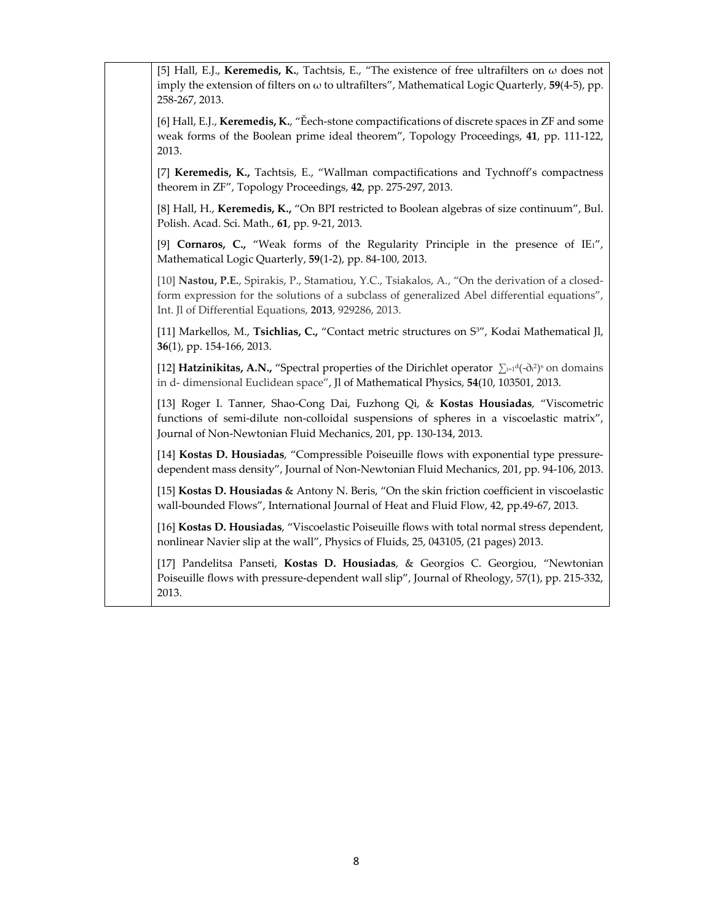[5] Hall, E.J., **Keremedis, K.**, Tachtsis, E., "The existence of free ultrafilters on $\omega$ does not imply the extension of filters on $\omega$ to ultrafilters", Mathematical Logic Quarterly, **59**(4-5), pp. 258-267, 2013.

[6] Hall, E.J., **Keremedis, K.**, "Ěech-stone compactifications of discrete spaces in ZF and some weak forms of the Boolean prime ideal theorem", Topology Proceedings, **41**, pp. 111-122, 2013.

[7] **Keremedis, K.,** Tachtsis, E., "Wallman compactifications and Tychnoff's compactness theorem in ZF", Topology Proceedings, **42**, pp. 275-297, 2013.

[8] Hall, H., **Keremedis, K.,** "On BPI restricted to Boolean algebras of size continuum", Bul. Polish. Acad. Sci. Math., **61**, pp. 9-21, 2013.

[9] **Cornaros, C.,** "Weak forms of the Regularity Principle in the presence of $IE_1$", Mathematical Logic Quarterly, **59**(1-2), pp. 84-100, 2013.

[10] **Nastou, P.E.**, Spirakis, P., Stamatiou, Y.C., Tsiakalos, A., "On the derivation of a closed-form expression for the solutions of a subclass of generalized Abel differential equations", Int. Jl of Differential Equations, **2013**, 929286, 2013.

[11] Markellos, M., **Tsichlias, C.,** "Contact metric structures on $S^3$", Kodai Mathematical Jl, **36**(1), pp. 154-166, 2013.

[12] **Hatzinikitas, A.N.,** "Spectral properties of the Dirichlet operator $\sum_{i=1}^{d}(-\partial_i^2)^s$ on domains in d- dimensional Euclidean space", Jl of Mathematical Physics, **54**(10, 103501, 2013.

[13] Roger I. Tanner, Shao-Cong Dai, Fuzhong Qi, & **Kostas Housiadas**, "Viscometric functions of semi-dilute non-colloidal suspensions of spheres in a viscoelastic matrix", Journal of Non-Newtonian Fluid Mechanics, 201, pp. 130-134, 2013.

[14] **Kostas D. Housiadas**, "Compressible Poiseuille flows with exponential type pressure-dependent mass density", Journal of Non-Newtonian Fluid Mechanics, 201, pp. 94-106, 2013.

[15] **Kostas D. Housiadas** & Antony N. Beris, "On the skin friction coefficient in viscoelastic wall-bounded Flows", International Journal of Heat and Fluid Flow, 42, pp.49-67, 2013.

[16] **Kostas D. Housiadas**, "Viscoelastic Poiseuille flows with total normal stress dependent, nonlinear Navier slip at the wall", Physics of Fluids, 25, 043105, (21 pages) 2013.

[17] Pandelitsa Panseti, **Kostas D. Housiadas**, & Georgios C. Georgiou, "Newtonian Poiseuille flows with pressure-dependent wall slip", Journal of Rheology, 57(1), pp. 215-332, 2013.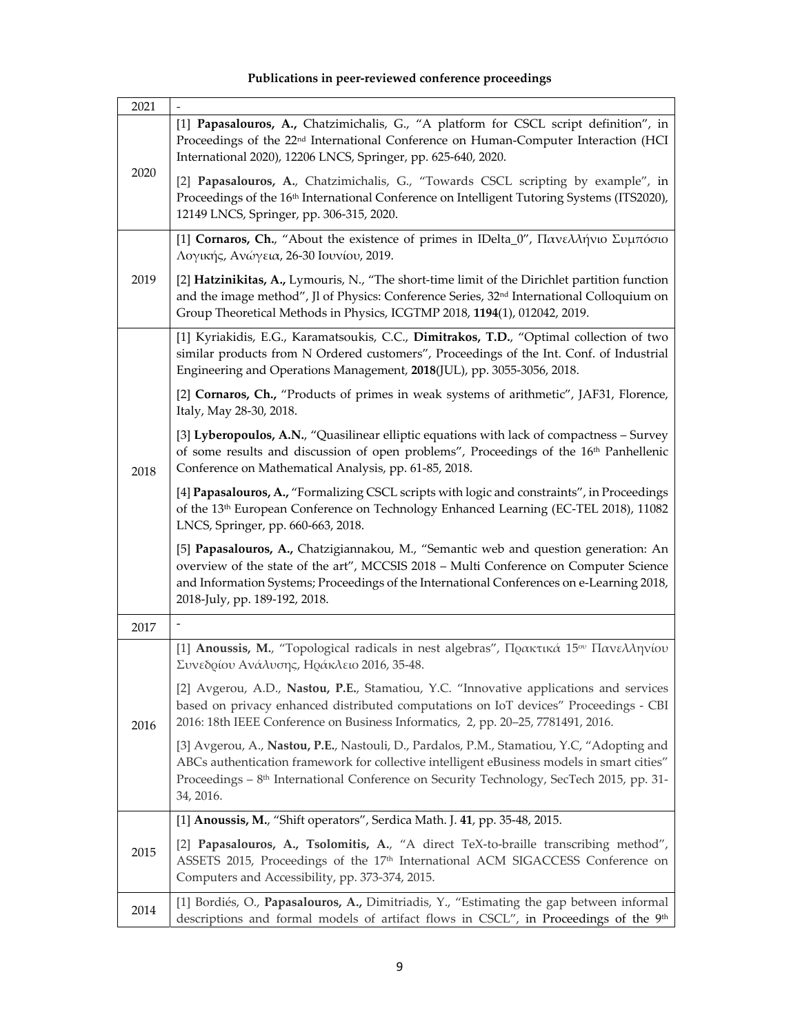**Publications in peer-reviewed conference proceedings**

| Year | Publications |
|---|---|
| 2021 | - |
| 2020 | [1] **Papasalouros, A.,** Chatzimichalis, G., "A platform for CSCL script definition", in Proceedings of the 22nd International Conference on Human-Computer Interaction (HCI International 2020), 12206 LNCS, Springer, pp. 625-640, 2020.<br><br>[2] **Papasalouros, A.**, Chatzimichalis, G., "Towards CSCL scripting by example", in Proceedings of the 16th International Conference on Intelligent Tutoring Systems (ITS2020), 12149 LNCS, Springer, pp. 306-315, 2020. |
| 2019 | [1] **Cornaros, Ch.**, "About the existence of primes in IDelta_0", Πανελλήνιο Συμπόσιο Λογικής, Ανώγεια, 26-30 Ιουνίου, 2019.<br><br>[2] **Hatzinikitas, A.,** Lymouris, N., "The short-time limit of the Dirichlet partition function and the image method", Jl of Physics: Conference Series, 32nd International Colloquium on Group Theoretical Methods in Physics, ICGTMP 2018, **1194**(1), 012042, 2019. |
| 2018 | [1] Kyriakidis, E.G., Karamatsoukis, C.C., **Dimitrakos, T.D.**, "Optimal collection of two similar products from N Ordered customers", Proceedings of the Int. Conf. of Industrial Engineering and Operations Management, **2018**(JUL), pp. 3055-3056, 2018.<br><br>[2] **Cornaros, Ch.,** "Products of primes in weak systems of arithmetic", JAF31, Florence, Italy, May 28-30, 2018.<br><br>[3] **Lyberopoulos, A.N.**, "Quasilinear elliptic equations with lack of compactness – Survey of some results and discussion of open problems", Proceedings of the 16th Panhellenic Conference on Mathematical Analysis, pp. 61-85, 2018.<br><br>[4] **Papasalouros, A.,** "Formalizing CSCL scripts with logic and constraints", in Proceedings of the 13th European Conference on Technology Enhanced Learning (EC-TEL 2018), 11082 LNCS, Springer, pp. 660-663, 2018.<br><br>[5] **Papasalouros, A.,** Chatzigiannakou, M., "Semantic web and question generation: An overview of the state of the art", MCCSIS 2018 – Multi Conference on Computer Science and Information Systems; Proceedings of the International Conferences on e-Learning 2018, 2018-July, pp. 189-192, 2018. |
| 2017 | - |
| 2016 | [1] **Anoussis, M.**, "Topological radicals in nest algebras", Πρακτικά 15ου Πανελληνίου Συνεδρίου Ανάλυσης, Ηράκλειο 2016, 35-48.<br><br>[2] Avgerou, A.D., **Nastou, P.E.**, Stamatiou, Y.C. "Innovative applications and services based on privacy enhanced distributed computations on IoT devices" Proceedings - CBI 2016: 18th IEEE Conference on Business Informatics, 2, pp. 20–25, 7781491, 2016.<br><br>[3] Avgerou, A., **Nastou, P.E.**, Nastouli, D., Pardalos, P.M., Stamatiou, Y.C, "Adopting and ABCs authentication framework for collective intelligent eBusiness models in smart cities" Proceedings – 8th International Conference on Security Technology, SecTech 2015, pp. 31-34, 2016. |
| 2015 | [1] **Anoussis, M.**, "Shift operators", Serdica Math. J. **41**, pp. 35-48, 2015.<br><br>[2] **Papasalouros, A., Tsolomitis, A.**, "A direct TeX-to-braille transcribing method", ASSETS 2015, Proceedings of the 17th International ACM SIGACCESS Conference on Computers and Accessibility, pp. 373-374, 2015. |
| 2014 | [1] Bordiés, O., **Papasalouros, A.,** Dimitriadis, Y., "Estimating the gap between informal descriptions and formal models of artifact flows in CSCL", in Proceedings of the 9th |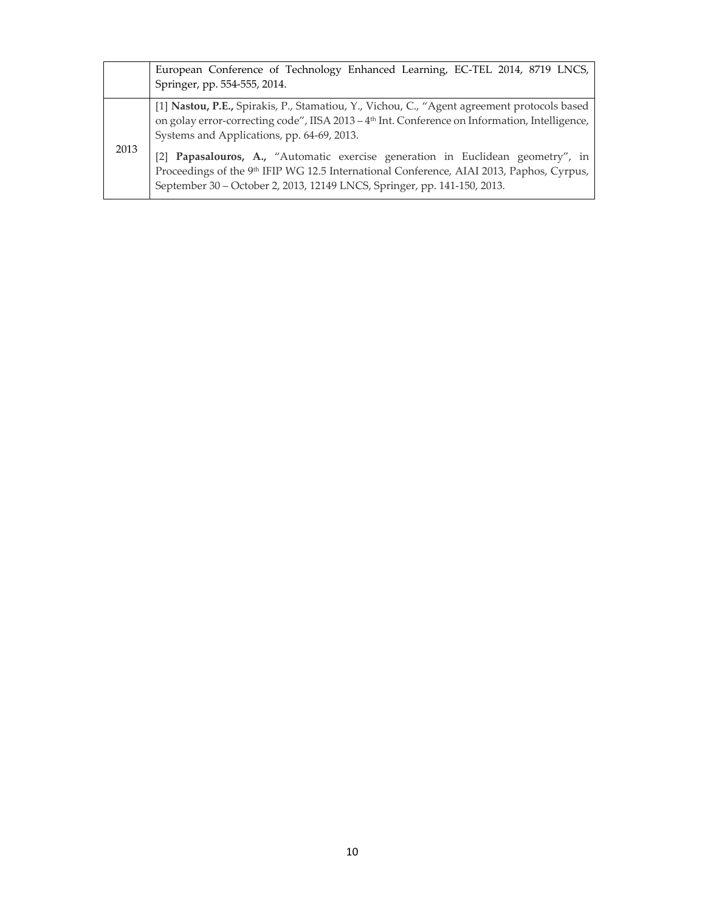| | |
|---|---|
| | European Conference of Technology Enhanced Learning, EC-TEL 2014, 8719 LNCS, Springer, pp. 554-555, 2014. |
| 2013 | [1] **Nastou, P.E.,** Spirakis, P., Stamatiou, Y., Vichou, C., "Agent agreement protocols based on golay error-correcting code", IISA 2013 – 4th Int. Conference on Information, Intelligence, Systems and Applications, pp. 64-69, 2013.<br><br>[2] **Papasalouros, A.,** "Automatic exercise generation in Euclidean geometry", in Proceedings of the 9th IFIP WG 12.5 International Conference, AIAI 2013, Paphos, Cyrpus, September 30 – October 2, 2013, 12149 LNCS, Springer, pp. 141-150, 2013. |